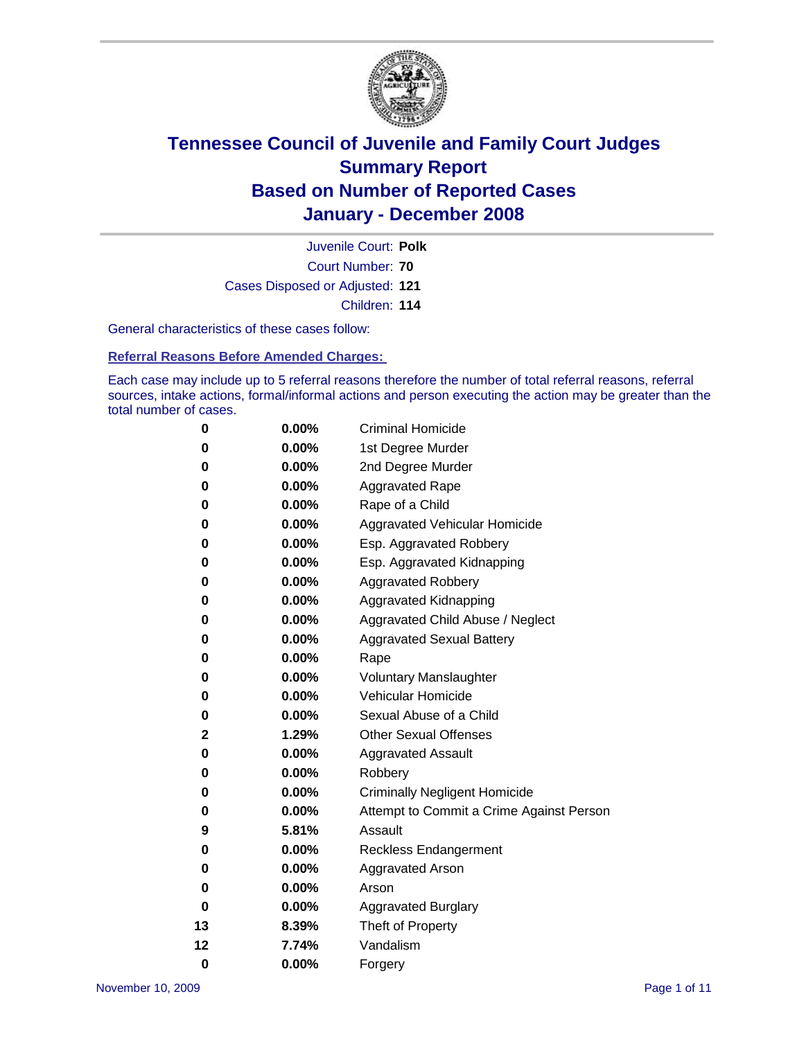# Tennessee Council of Juvenile and Family Court Judges
## Summary Report
## Based on Number of Reported Cases
## January - December 2008

Juvenile Court: **Polk**
Court Number: **70**
Cases Disposed or Adjusted: **121**
Children: **114**

General characteristics of these cases follow:

### Referral Reasons Before Amended Charges:

Each case may include up to 5 referral reasons therefore the number of total referral reasons, referral sources, intake actions, formal/informal actions and person executing the action may be greater than the total number of cases.

| | | |
|---|---|---|
| 0 | 0.00% | Criminal Homicide |
| 0 | 0.00% | 1st Degree Murder |
| 0 | 0.00% | 2nd Degree Murder |
| 0 | 0.00% | Aggravated Rape |
| 0 | 0.00% | Rape of a Child |
| 0 | 0.00% | Aggravated Vehicular Homicide |
| 0 | 0.00% | Esp. Aggravated Robbery |
| 0 | 0.00% | Esp. Aggravated Kidnapping |
| 0 | 0.00% | Aggravated Robbery |
| 0 | 0.00% | Aggravated Kidnapping |
| 0 | 0.00% | Aggravated Child Abuse / Neglect |
| 0 | 0.00% | Aggravated Sexual Battery |
| 0 | 0.00% | Rape |
| 0 | 0.00% | Voluntary Manslaughter |
| 0 | 0.00% | Vehicular Homicide |
| 0 | 0.00% | Sexual Abuse of a Child |
| 2 | 1.29% | Other Sexual Offenses |
| 0 | 0.00% | Aggravated Assault |
| 0 | 0.00% | Robbery |
| 0 | 0.00% | Criminally Negligent Homicide |
| 0 | 0.00% | Attempt to Commit a Crime Against Person |
| 9 | 5.81% | Assault |
| 0 | 0.00% | Reckless Endangerment |
| 0 | 0.00% | Aggravated Arson |
| 0 | 0.00% | Arson |
| 0 | 0.00% | Aggravated Burglary |
| 13 | 8.39% | Theft of Property |
| 12 | 7.74% | Vandalism |
| 0 | 0.00% | Forgery |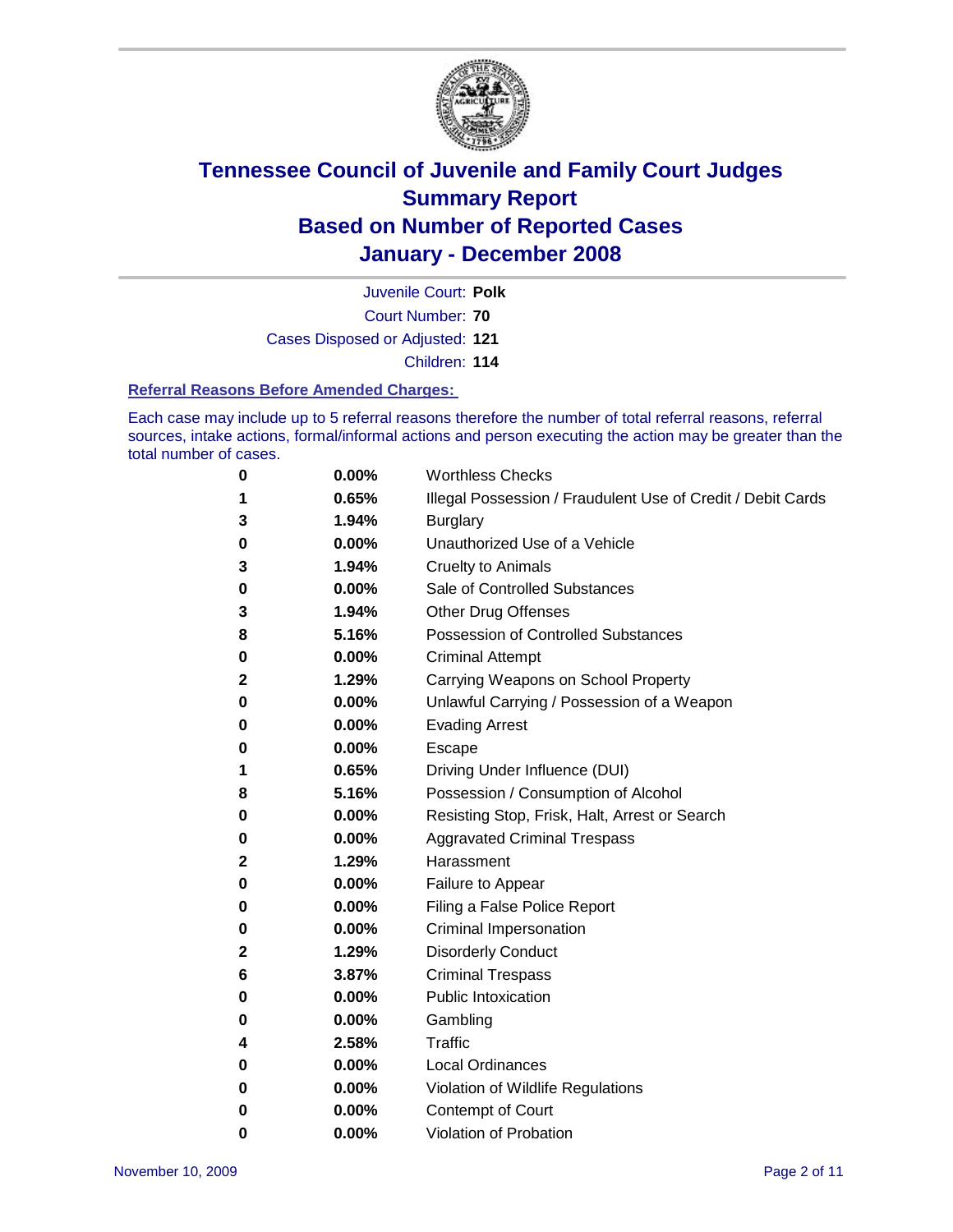# Tennessee Council of Juvenile and Family Court Judges
# Summary Report
# Based on Number of Reported Cases
# January - December 2008

Juvenile Court: **Polk**

Court Number: **70**

Cases Disposed or Adjusted: **121**

Children: **114**

### Referral Reasons Before Amended Charges:

Each case may include up to 5 referral reasons therefore the number of total referral reasons, referral sources, intake actions, formal/informal actions and person executing the action may be greater than the total number of cases.

| | | |
|---|---|---|
| 0 | 0.00% | Worthless Checks |
| 1 | 0.65% | Illegal Possession / Fraudulent Use of Credit / Debit Cards |
| 3 | 1.94% | Burglary |
| 0 | 0.00% | Unauthorized Use of a Vehicle |
| 3 | 1.94% | Cruelty to Animals |
| 0 | 0.00% | Sale of Controlled Substances |
| 3 | 1.94% | Other Drug Offenses |
| 8 | 5.16% | Possession of Controlled Substances |
| 0 | 0.00% | Criminal Attempt |
| 2 | 1.29% | Carrying Weapons on School Property |
| 0 | 0.00% | Unlawful Carrying / Possession of a Weapon |
| 0 | 0.00% | Evading Arrest |
| 0 | 0.00% | Escape |
| 1 | 0.65% | Driving Under Influence (DUI) |
| 8 | 5.16% | Possession / Consumption of Alcohol |
| 0 | 0.00% | Resisting Stop, Frisk, Halt, Arrest or Search |
| 0 | 0.00% | Aggravated Criminal Trespass |
| 2 | 1.29% | Harassment |
| 0 | 0.00% | Failure to Appear |
| 0 | 0.00% | Filing a False Police Report |
| 0 | 0.00% | Criminal Impersonation |
| 2 | 1.29% | Disorderly Conduct |
| 6 | 3.87% | Criminal Trespass |
| 0 | 0.00% | Public Intoxication |
| 0 | 0.00% | Gambling |
| 4 | 2.58% | Traffic |
| 0 | 0.00% | Local Ordinances |
| 0 | 0.00% | Violation of Wildlife Regulations |
| 0 | 0.00% | Contempt of Court |
| 0 | 0.00% | Violation of Probation |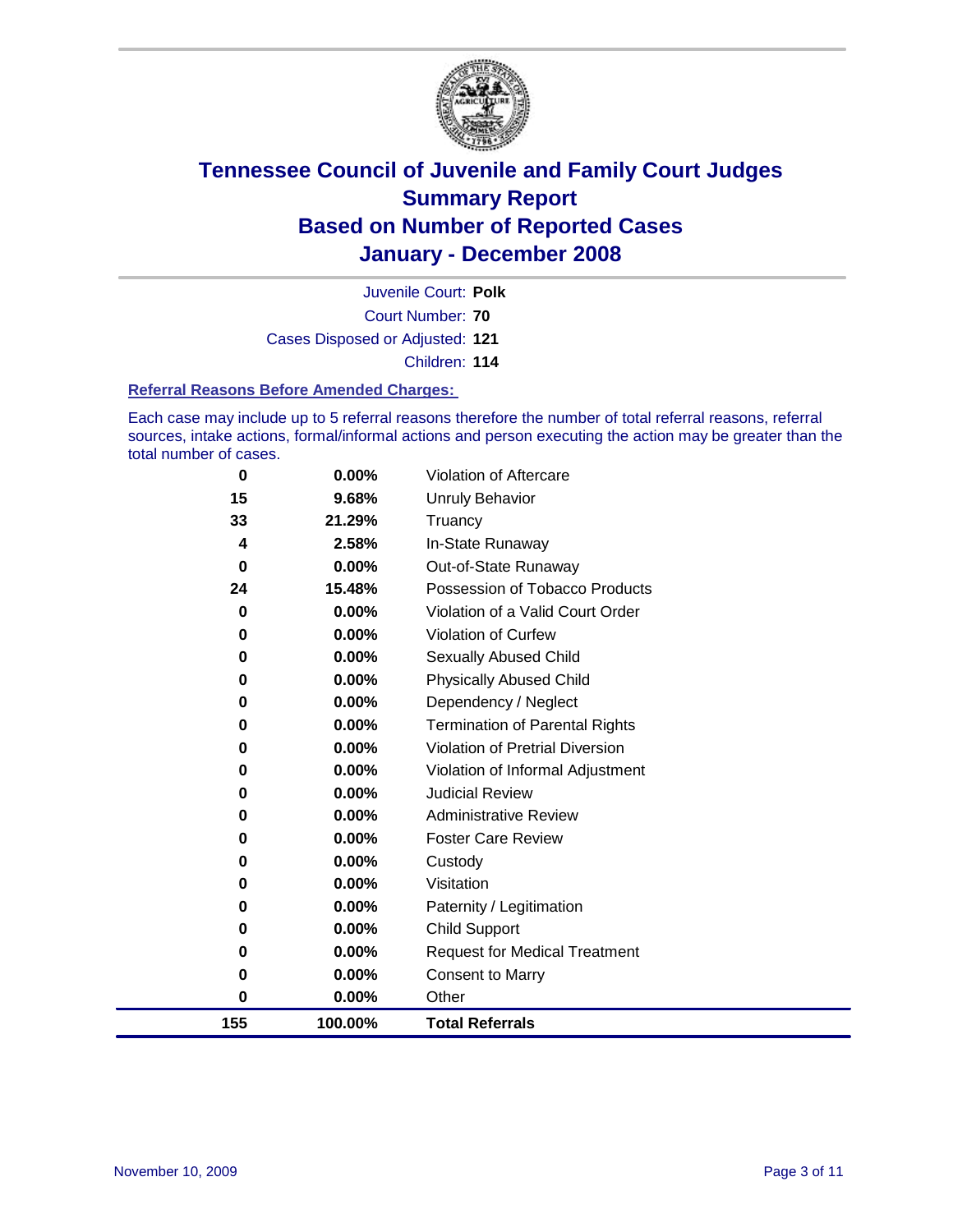# Tennessee Council of Juvenile and Family Court Judges
## Summary Report
## Based on Number of Reported Cases
## January - December 2008

Juvenile Court: **Polk**

Court Number: **70**

Cases Disposed or Adjusted: **121**

Children: **114**

### Referral Reasons Before Amended Charges:

Each case may include up to 5 referral reasons therefore the number of total referral reasons, referral sources, intake actions, formal/informal actions and person executing the action may be greater than the total number of cases.

| Count | Percent | Referral Reason |
|---|---|---|
| 0 | 0.00% | Violation of Aftercare |
| 15 | 9.68% | Unruly Behavior |
| 33 | 21.29% | Truancy |
| 4 | 2.58% | In-State Runaway |
| 0 | 0.00% | Out-of-State Runaway |
| 24 | 15.48% | Possession of Tobacco Products |
| 0 | 0.00% | Violation of a Valid Court Order |
| 0 | 0.00% | Violation of Curfew |
| 0 | 0.00% | Sexually Abused Child |
| 0 | 0.00% | Physically Abused Child |
| 0 | 0.00% | Dependency / Neglect |
| 0 | 0.00% | Termination of Parental Rights |
| 0 | 0.00% | Violation of Pretrial Diversion |
| 0 | 0.00% | Violation of Informal Adjustment |
| 0 | 0.00% | Judicial Review |
| 0 | 0.00% | Administrative Review |
| 0 | 0.00% | Foster Care Review |
| 0 | 0.00% | Custody |
| 0 | 0.00% | Visitation |
| 0 | 0.00% | Paternity / Legitimation |
| 0 | 0.00% | Child Support |
| 0 | 0.00% | Request for Medical Treatment |
| 0 | 0.00% | Consent to Marry |
| 0 | 0.00% | Other |
| **155** | **100.00%** | **Total Referrals** |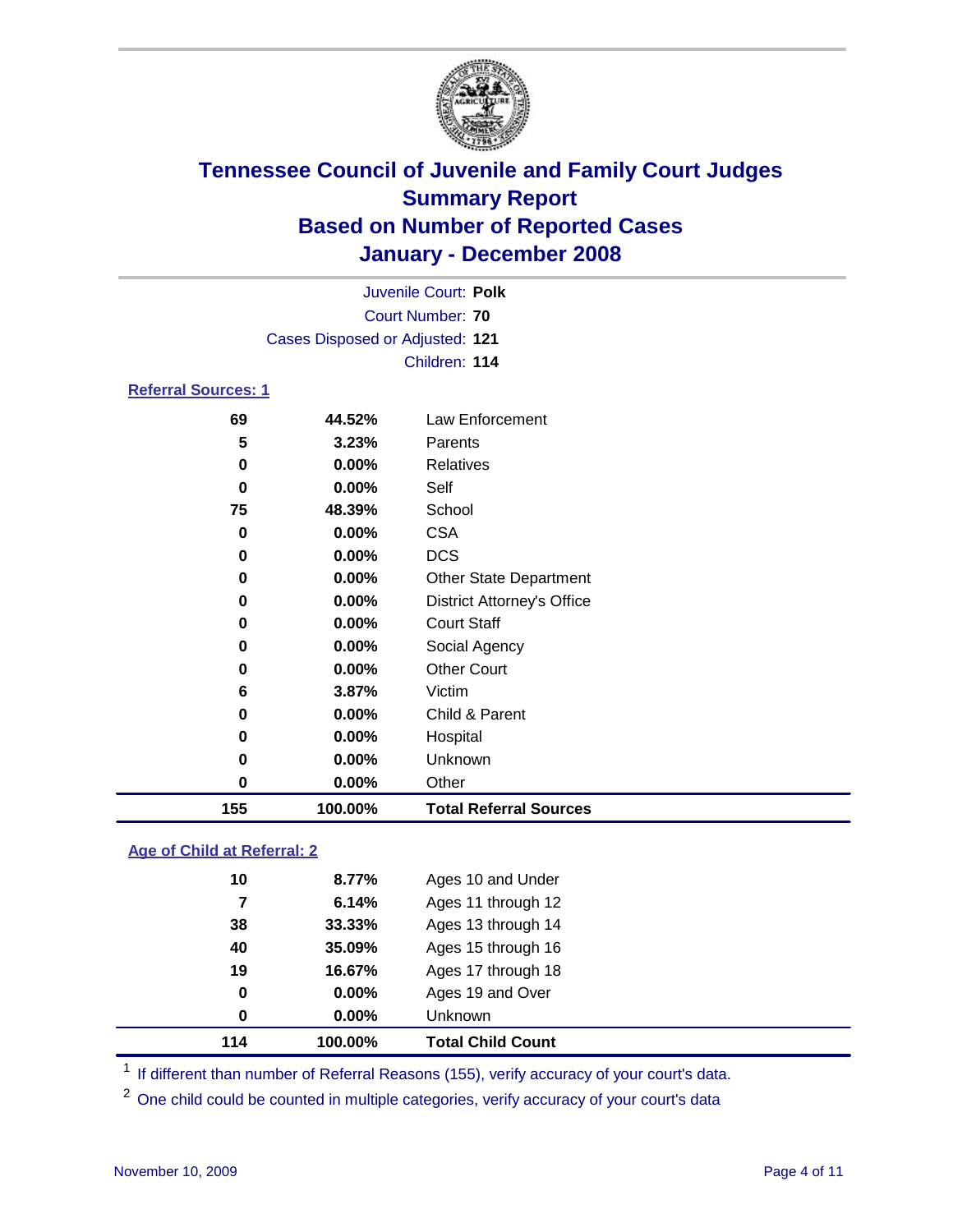# Tennessee Council of Juvenile and Family Court Judges
## Summary Report
## Based on Number of Reported Cases
## January - December 2008

Juvenile Court: **Polk**
Court Number: **70**
Cases Disposed or Adjusted: **121**
Children: **114**

### Referral Sources: 1

| | | |
|---|---|---|
| 69 | 44.52% | Law Enforcement |
| 5 | 3.23% | Parents |
| 0 | 0.00% | Relatives |
| 0 | 0.00% | Self |
| 75 | 48.39% | School |
| 0 | 0.00% | CSA |
| 0 | 0.00% | DCS |
| 0 | 0.00% | Other State Department |
| 0 | 0.00% | District Attorney's Office |
| 0 | 0.00% | Court Staff |
| 0 | 0.00% | Social Agency |
| 0 | 0.00% | Other Court |
| 6 | 3.87% | Victim |
| 0 | 0.00% | Child & Parent |
| 0 | 0.00% | Hospital |
| 0 | 0.00% | Unknown |
| 0 | 0.00% | Other |
| **155** | **100.00%** | **Total Referral Sources** |

### Age of Child at Referral: 2

| | | |
|---|---|---|
| 10 | 8.77% | Ages 10 and Under |
| 7 | 6.14% | Ages 11 through 12 |
| 38 | 33.33% | Ages 13 through 14 |
| 40 | 35.09% | Ages 15 through 16 |
| 19 | 16.67% | Ages 17 through 18 |
| 0 | 0.00% | Ages 19 and Over |
| 0 | 0.00% | Unknown |
| **114** | **100.00%** | **Total Child Count** |

[1] If different than number of Referral Reasons (155), verify accuracy of your court's data.

[2] One child could be counted in multiple categories, verify accuracy of your court's data

November 10, 2009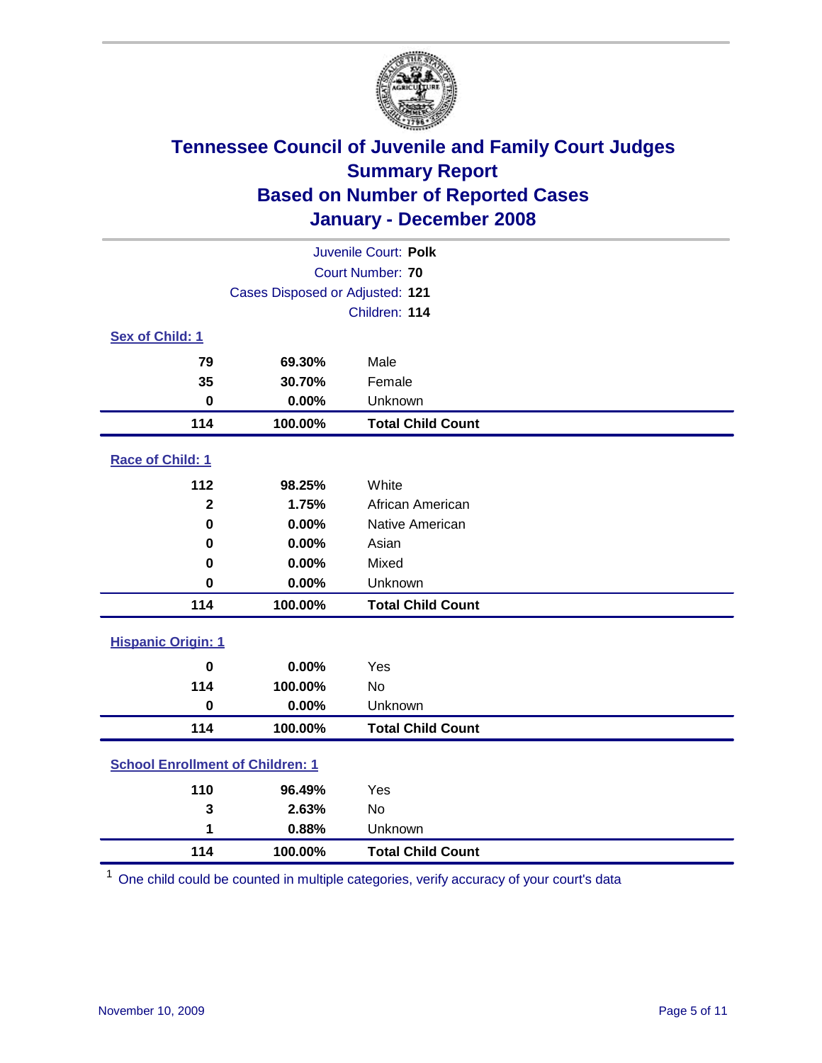# Tennessee Council of Juvenile and Family Court Judges
## Summary Report
## Based on Number of Reported Cases
## January - December 2008

Juvenile Court: **Polk**
Court Number: **70**
Cases Disposed or Adjusted: **121**
Children: **114**

### Sex of Child: 1

| | | |
|---|---|---|
| 79 | 69.30% | Male |
| 35 | 30.70% | Female |
| 0 | 0.00% | Unknown |
| **114** | **100.00%** | **Total Child Count** |

### Race of Child: 1

| | | |
|---|---|---|
| 112 | 98.25% | White |
| 2 | 1.75% | African American |
| 0 | 0.00% | Native American |
| 0 | 0.00% | Asian |
| 0 | 0.00% | Mixed |
| 0 | 0.00% | Unknown |
| **114** | **100.00%** | **Total Child Count** |

### Hispanic Origin: 1

| | | |
|---|---|---|
| 0 | 0.00% | Yes |
| 114 | 100.00% | No |
| 0 | 0.00% | Unknown |
| **114** | **100.00%** | **Total Child Count** |

### School Enrollment of Children: 1

| | | |
|---|---|---|
| 110 | 96.49% | Yes |
| 3 | 2.63% | No |
| 1 | 0.88% | Unknown |
| **114** | **100.00%** | **Total Child Count** |

[1] One child could be counted in multiple categories, verify accuracy of your court's data

November 10, 2009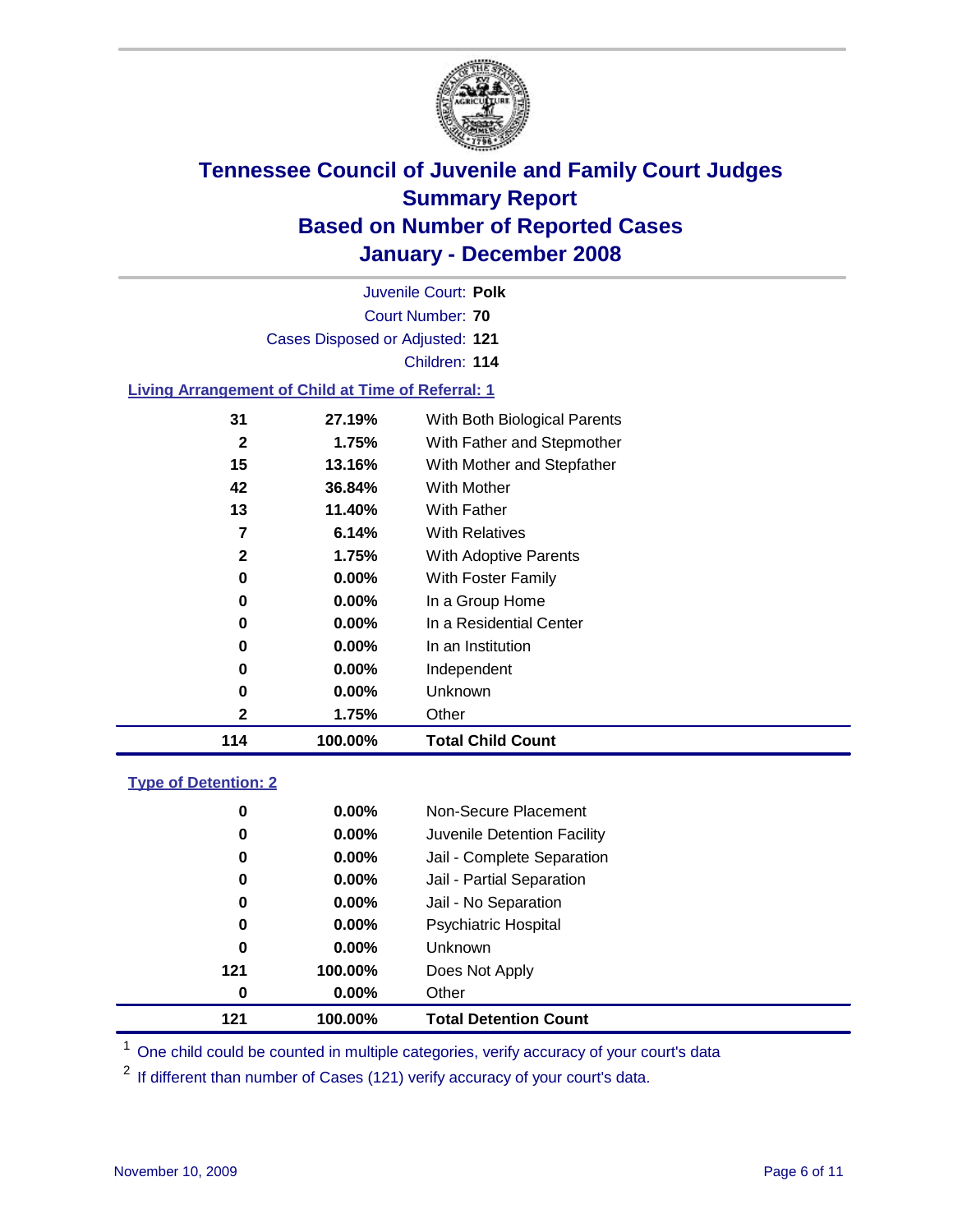# Tennessee Council of Juvenile and Family Court Judges
## Summary Report
## Based on Number of Reported Cases
## January - December 2008

Juvenile Court: **Polk**
Court Number: **70**
Cases Disposed or Adjusted: **121**
Children: **114**

### Living Arrangement of Child at Time of Referral: 1

| Count | Percent | Category |
|---|---|---|
| 31 | 27.19% | With Both Biological Parents |
| 2 | 1.75% | With Father and Stepmother |
| 15 | 13.16% | With Mother and Stepfather |
| 42 | 36.84% | With Mother |
| 13 | 11.40% | With Father |
| 7 | 6.14% | With Relatives |
| 2 | 1.75% | With Adoptive Parents |
| 0 | 0.00% | With Foster Family |
| 0 | 0.00% | In a Group Home |
| 0 | 0.00% | In a Residential Center |
| 0 | 0.00% | In an Institution |
| 0 | 0.00% | Independent |
| 0 | 0.00% | Unknown |
| 2 | 1.75% | Other |
| **114** | **100.00%** | **Total Child Count** |

### Type of Detention: 2

| Count | Percent | Category |
|---|---|---|
| 0 | 0.00% | Non-Secure Placement |
| 0 | 0.00% | Juvenile Detention Facility |
| 0 | 0.00% | Jail - Complete Separation |
| 0 | 0.00% | Jail - Partial Separation |
| 0 | 0.00% | Jail - No Separation |
| 0 | 0.00% | Psychiatric Hospital |
| 0 | 0.00% | Unknown |
| 121 | 100.00% | Does Not Apply |
| 0 | 0.00% | Other |
| **121** | **100.00%** | **Total Detention Count** |

[1] One child could be counted in multiple categories, verify accuracy of your court's data

[2] If different than number of Cases (121) verify accuracy of your court's data.

November 10, 2009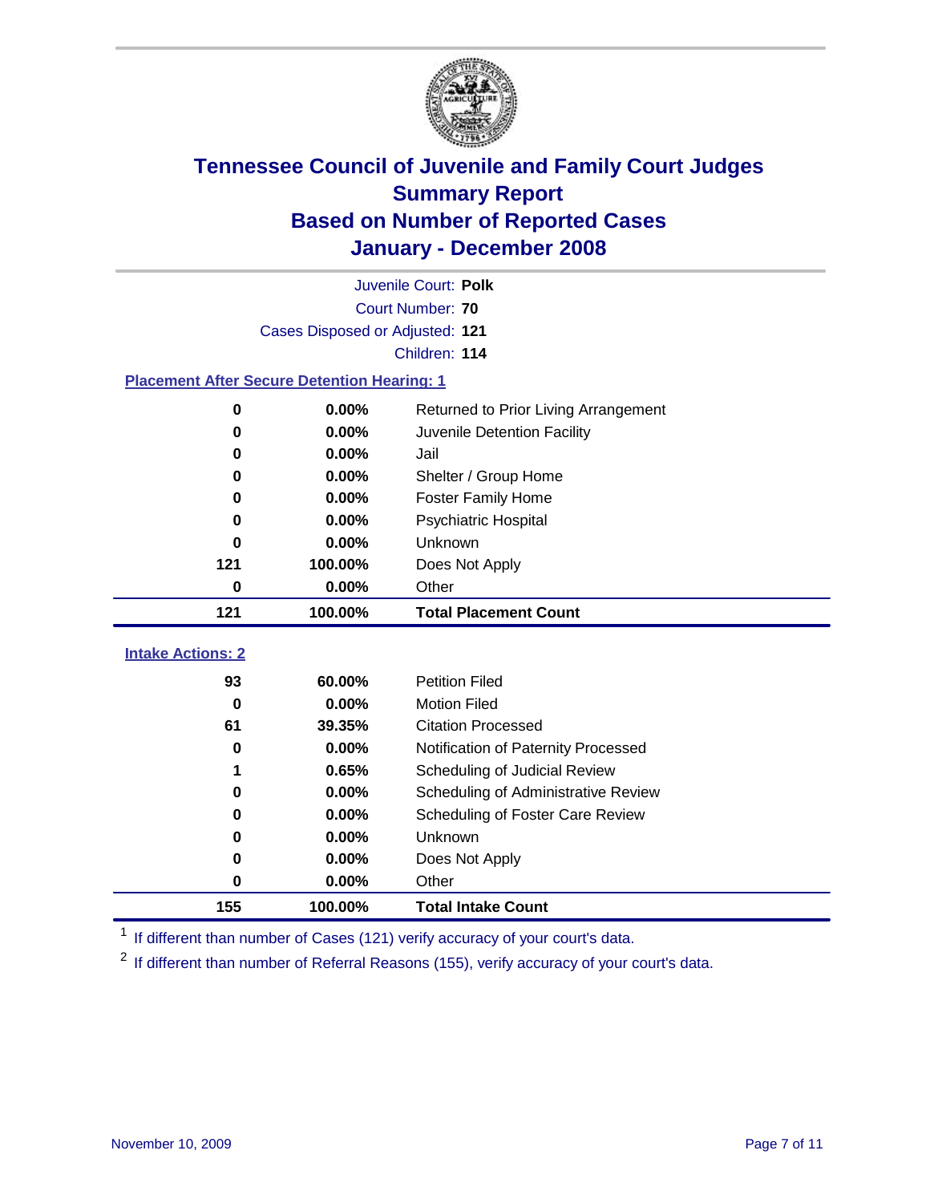# Tennessee Council of Juvenile and Family Court Judges
## Summary Report
## Based on Number of Reported Cases
## January - December 2008

Juvenile Court: **Polk**
Court Number: **70**
Cases Disposed or Adjusted: **121**
Children: **114**

### Placement After Secure Detention Hearing: 1

| Count | Percent | Placement |
|---|---|---|
| 0 | 0.00% | Returned to Prior Living Arrangement |
| 0 | 0.00% | Juvenile Detention Facility |
| 0 | 0.00% | Jail |
| 0 | 0.00% | Shelter / Group Home |
| 0 | 0.00% | Foster Family Home |
| 0 | 0.00% | Psychiatric Hospital |
| 0 | 0.00% | Unknown |
| 121 | 100.00% | Does Not Apply |
| 0 | 0.00% | Other |
| **121** | **100.00%** | **Total Placement Count** |

### Intake Actions: 2

| Count | Percent | Intake Action |
|---|---|---|
| 93 | 60.00% | Petition Filed |
| 0 | 0.00% | Motion Filed |
| 61 | 39.35% | Citation Processed |
| 0 | 0.00% | Notification of Paternity Processed |
| 1 | 0.65% | Scheduling of Judicial Review |
| 0 | 0.00% | Scheduling of Administrative Review |
| 0 | 0.00% | Scheduling of Foster Care Review |
| 0 | 0.00% | Unknown |
| 0 | 0.00% | Does Not Apply |
| 0 | 0.00% | Other |
| **155** | **100.00%** | **Total Intake Count** |

[1] If different than number of Cases (121) verify accuracy of your court's data.

[2] If different than number of Referral Reasons (155), verify accuracy of your court's data.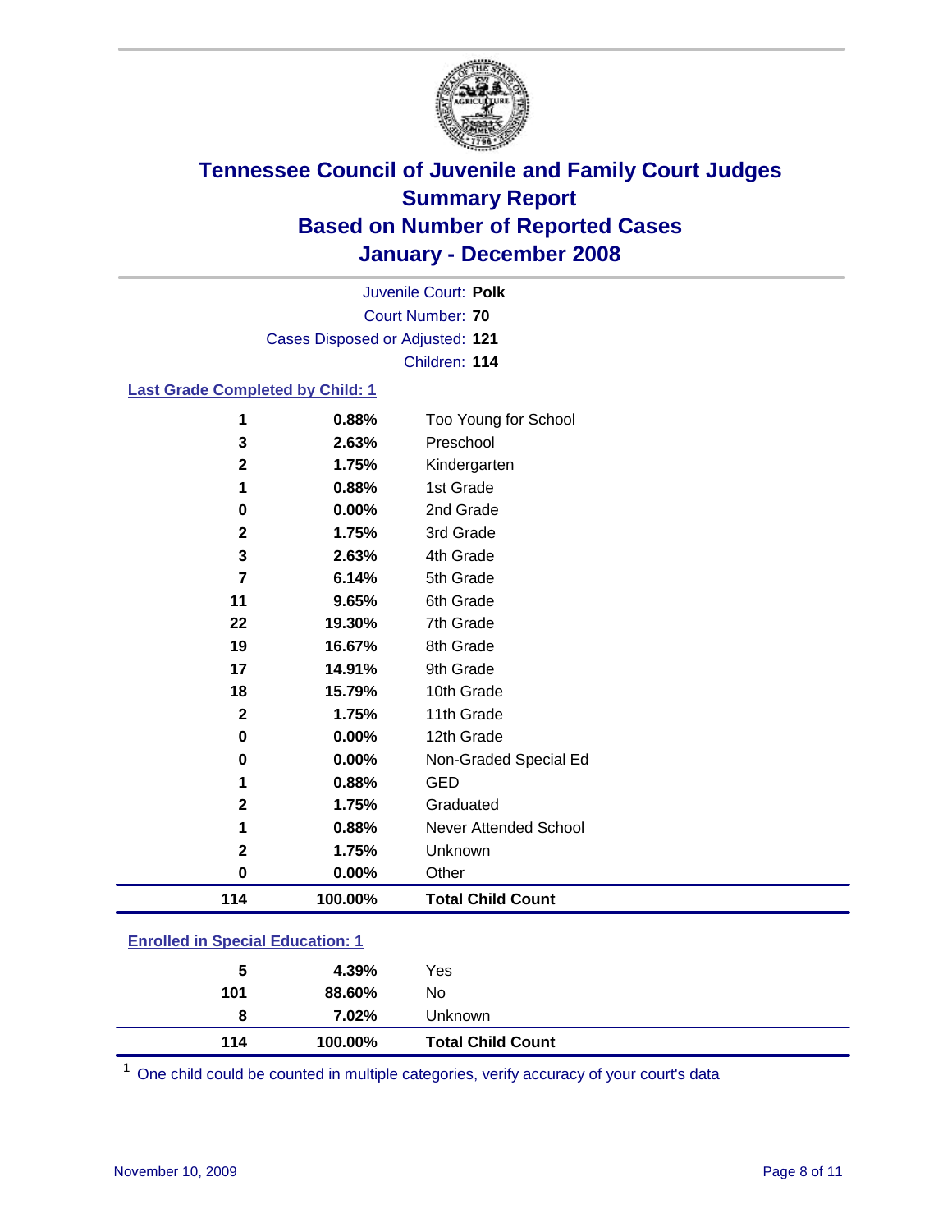# Tennessee Council of Juvenile and Family Court Judges
## Summary Report
## Based on Number of Reported Cases
## January - December 2008

Juvenile Court: **Polk**

Court Number: **70**

Cases Disposed or Adjusted: **121**

Children: **114**

### Last Grade Completed by Child: 1

| | | |
|---|---|---|
| 1 | 0.88% | Too Young for School |
| 3 | 2.63% | Preschool |
| 2 | 1.75% | Kindergarten |
| 1 | 0.88% | 1st Grade |
| 0 | 0.00% | 2nd Grade |
| 2 | 1.75% | 3rd Grade |
| 3 | 2.63% | 4th Grade |
| 7 | 6.14% | 5th Grade |
| 11 | 9.65% | 6th Grade |
| 22 | 19.30% | 7th Grade |
| 19 | 16.67% | 8th Grade |
| 17 | 14.91% | 9th Grade |
| 18 | 15.79% | 10th Grade |
| 2 | 1.75% | 11th Grade |
| 0 | 0.00% | 12th Grade |
| 0 | 0.00% | Non-Graded Special Ed |
| 1 | 0.88% | GED |
| 2 | 1.75% | Graduated |
| 1 | 0.88% | Never Attended School |
| 2 | 1.75% | Unknown |
| 0 | 0.00% | Other |
| **114** | **100.00%** | **Total Child Count** |

### Enrolled in Special Education: 1

| | | |
|---|---|---|
| 5 | 4.39% | Yes |
| 101 | 88.60% | No |
| 8 | 7.02% | Unknown |
| **114** | **100.00%** | **Total Child Count** |

[1] One child could be counted in multiple categories, verify accuracy of your court's data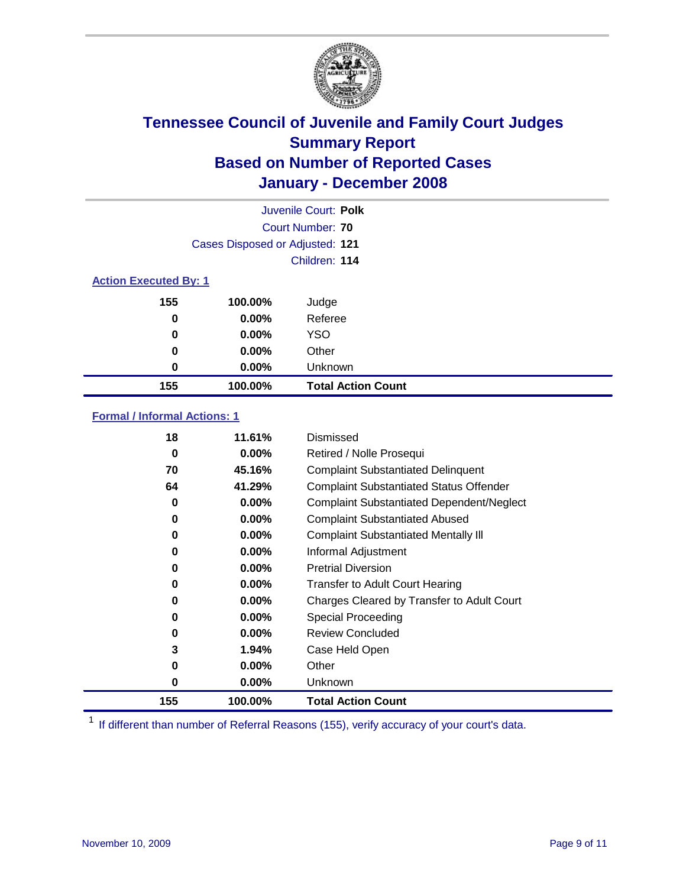# Tennessee Council of Juvenile and Family Court Judges
## Summary Report
## Based on Number of Reported Cases
## January - December 2008

Juvenile Court: **Polk**
Court Number: **70**
Cases Disposed or Adjusted: **121**
Children: **114**

### Action Executed By: 1

| Count | Percent | Action |
|---|---|---|
| 155 | 100.00% | Judge |
| 0 | 0.00% | Referee |
| 0 | 0.00% | YSO |
| 0 | 0.00% | Other |
| 0 | 0.00% | Unknown |
| **155** | **100.00%** | **Total Action Count** |

### Formal / Informal Actions: 1

| Count | Percent | Action |
|---|---|---|
| 18 | 11.61% | Dismissed |
| 0 | 0.00% | Retired / Nolle Prosequi |
| 70 | 45.16% | Complaint Substantiated Delinquent |
| 64 | 41.29% | Complaint Substantiated Status Offender |
| 0 | 0.00% | Complaint Substantiated Dependent/Neglect |
| 0 | 0.00% | Complaint Substantiated Abused |
| 0 | 0.00% | Complaint Substantiated Mentally Ill |
| 0 | 0.00% | Informal Adjustment |
| 0 | 0.00% | Pretrial Diversion |
| 0 | 0.00% | Transfer to Adult Court Hearing |
| 0 | 0.00% | Charges Cleared by Transfer to Adult Court |
| 0 | 0.00% | Special Proceeding |
| 0 | 0.00% | Review Concluded |
| 3 | 1.94% | Case Held Open |
| 0 | 0.00% | Other |
| 0 | 0.00% | Unknown |
| **155** | **100.00%** | **Total Action Count** |

[1] If different than number of Referral Reasons (155), verify accuracy of your court's data.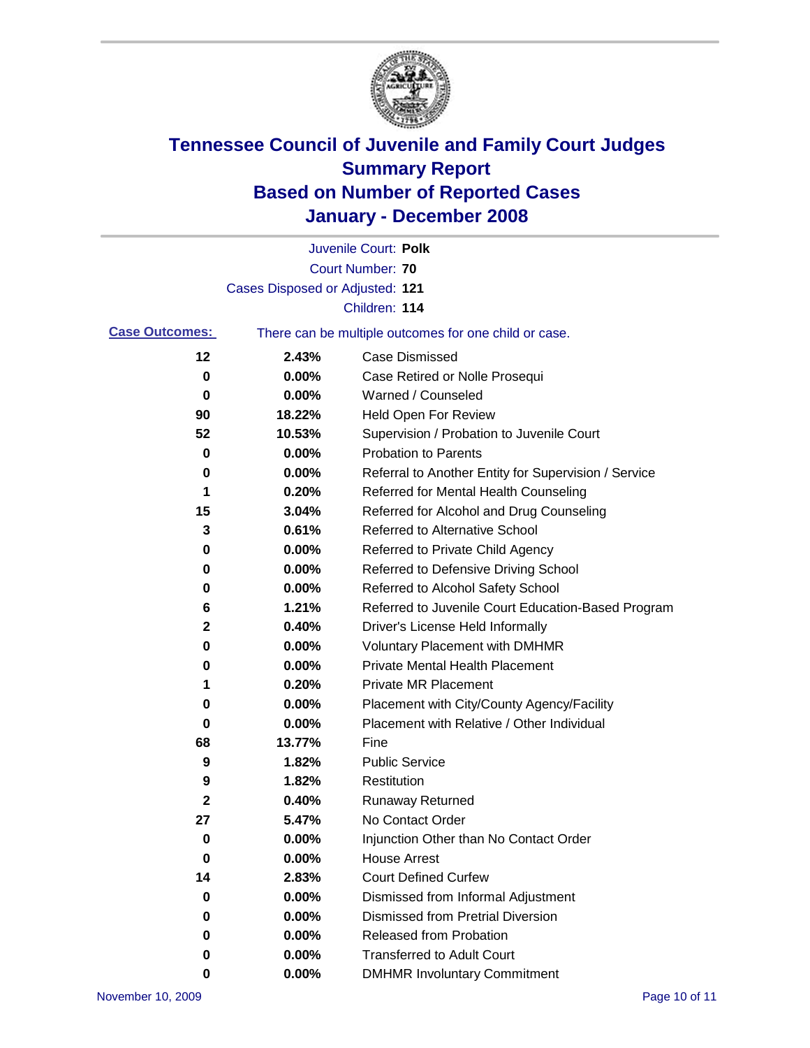# Tennessee Council of Juvenile and Family Court Judges Summary Report Based on Number of Reported Cases January - December 2008

Juvenile Court: **Polk**

Court Number: **70**

Cases Disposed or Adjusted: **121**

Children: **114**

**Case Outcomes:** There can be multiple outcomes for one child or case.

| Count | Percent | Outcome |
|---|---|---|
| 12 | 2.43% | Case Dismissed |
| 0 | 0.00% | Case Retired or Nolle Prosequi |
| 0 | 0.00% | Warned / Counseled |
| 90 | 18.22% | Held Open For Review |
| 52 | 10.53% | Supervision / Probation to Juvenile Court |
| 0 | 0.00% | Probation to Parents |
| 0 | 0.00% | Referral to Another Entity for Supervision / Service |
| 1 | 0.20% | Referred for Mental Health Counseling |
| 15 | 3.04% | Referred for Alcohol and Drug Counseling |
| 3 | 0.61% | Referred to Alternative School |
| 0 | 0.00% | Referred to Private Child Agency |
| 0 | 0.00% | Referred to Defensive Driving School |
| 0 | 0.00% | Referred to Alcohol Safety School |
| 6 | 1.21% | Referred to Juvenile Court Education-Based Program |
| 2 | 0.40% | Driver's License Held Informally |
| 0 | 0.00% | Voluntary Placement with DMHMR |
| 0 | 0.00% | Private Mental Health Placement |
| 1 | 0.20% | Private MR Placement |
| 0 | 0.00% | Placement with City/County Agency/Facility |
| 0 | 0.00% | Placement with Relative / Other Individual |
| 68 | 13.77% | Fine |
| 9 | 1.82% | Public Service |
| 9 | 1.82% | Restitution |
| 2 | 0.40% | Runaway Returned |
| 27 | 5.47% | No Contact Order |
| 0 | 0.00% | Injunction Other than No Contact Order |
| 0 | 0.00% | House Arrest |
| 14 | 2.83% | Court Defined Curfew |
| 0 | 0.00% | Dismissed from Informal Adjustment |
| 0 | 0.00% | Dismissed from Pretrial Diversion |
| 0 | 0.00% | Released from Probation |
| 0 | 0.00% | Transferred to Adult Court |
| 0 | 0.00% | DMHMR Involuntary Commitment |

November 10, 2009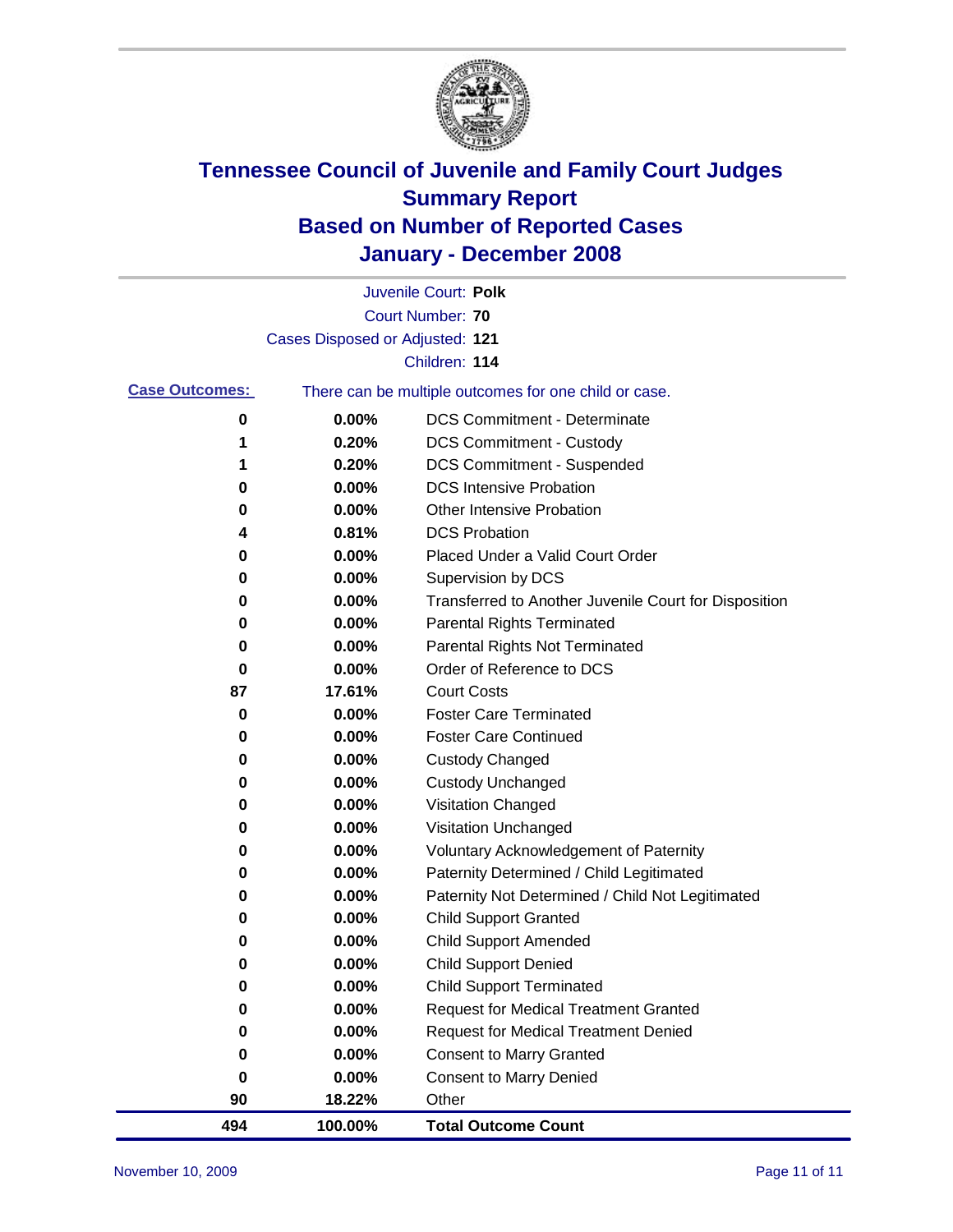# Tennessee Council of Juvenile and Family Court Judges
## Summary Report
## Based on Number of Reported Cases
## January - December 2008

Juvenile Court: **Polk**

Court Number: **70**

Cases Disposed or Adjusted: **121**

Children: **114**

**Case Outcomes:** There can be multiple outcomes for one child or case.

| | | |
|---|---|---|
| 0 | 0.00% | DCS Commitment - Determinate |
| 1 | 0.20% | DCS Commitment - Custody |
| 1 | 0.20% | DCS Commitment - Suspended |
| 0 | 0.00% | DCS Intensive Probation |
| 0 | 0.00% | Other Intensive Probation |
| 4 | 0.81% | DCS Probation |
| 0 | 0.00% | Placed Under a Valid Court Order |
| 0 | 0.00% | Supervision by DCS |
| 0 | 0.00% | Transferred to Another Juvenile Court for Disposition |
| 0 | 0.00% | Parental Rights Terminated |
| 0 | 0.00% | Parental Rights Not Terminated |
| 0 | 0.00% | Order of Reference to DCS |
| 87 | 17.61% | Court Costs |
| 0 | 0.00% | Foster Care Terminated |
| 0 | 0.00% | Foster Care Continued |
| 0 | 0.00% | Custody Changed |
| 0 | 0.00% | Custody Unchanged |
| 0 | 0.00% | Visitation Changed |
| 0 | 0.00% | Visitation Unchanged |
| 0 | 0.00% | Voluntary Acknowledgement of Paternity |
| 0 | 0.00% | Paternity Determined / Child Legitimated |
| 0 | 0.00% | Paternity Not Determined / Child Not Legitimated |
| 0 | 0.00% | Child Support Granted |
| 0 | 0.00% | Child Support Amended |
| 0 | 0.00% | Child Support Denied |
| 0 | 0.00% | Child Support Terminated |
| 0 | 0.00% | Request for Medical Treatment Granted |
| 0 | 0.00% | Request for Medical Treatment Denied |
| 0 | 0.00% | Consent to Marry Granted |
| 0 | 0.00% | Consent to Marry Denied |
| 90 | 18.22% | Other |
| **494** | **100.00%** | **Total Outcome Count** |

November 10, 2009